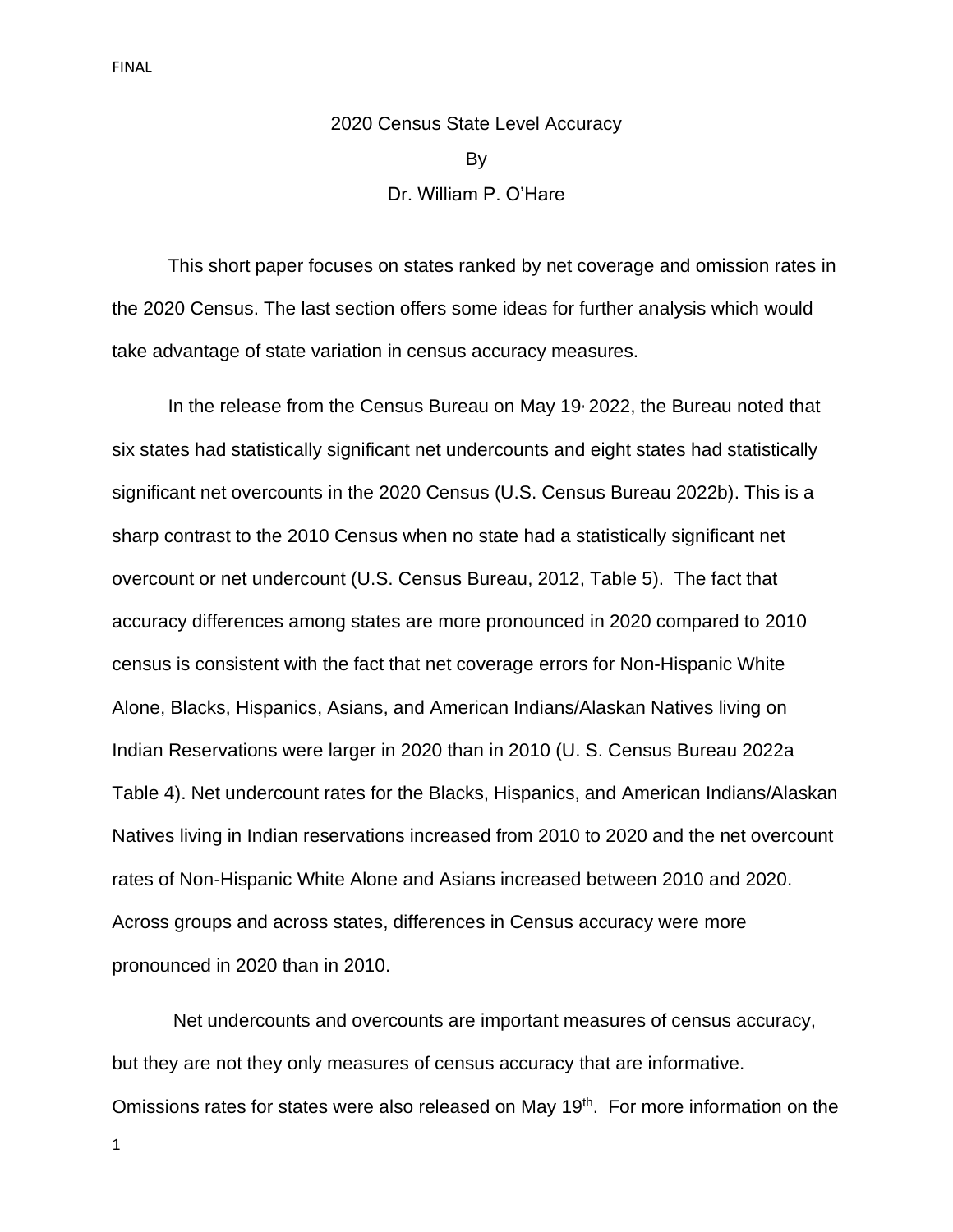FINAL

# 2020 Census State Level Accuracy

By

Dr. William P. O'Hare

This short paper focuses on states ranked by net coverage and omission rates in the 2020 Census. The last section offers some ideas for further analysis which would take advantage of state variation in census accuracy measures.

In the release from the Census Bureau on May 19, 2022, the Bureau noted that six states had statistically significant net undercounts and eight states had statistically significant net overcounts in the 2020 Census (U.S. Census Bureau 2022b). This is a sharp contrast to the 2010 Census when no state had a statistically significant net overcount or net undercount (U.S. Census Bureau, 2012, Table 5). The fact that accuracy differences among states are more pronounced in 2020 compared to 2010 census is consistent with the fact that net coverage errors for Non-Hispanic White Alone, Blacks, Hispanics, Asians, and American Indians/Alaskan Natives living on Indian Reservations were larger in 2020 than in 2010 (U. S. Census Bureau 2022a Table 4). Net undercount rates for the Blacks, Hispanics, and American Indians/Alaskan Natives living in Indian reservations increased from 2010 to 2020 and the net overcount rates of Non-Hispanic White Alone and Asians increased between 2010 and 2020. Across groups and across states, differences in Census accuracy were more pronounced in 2020 than in 2010.

Net undercounts and overcounts are important measures of census accuracy, but they are not they only measures of census accuracy that are informative. Omissions rates for states were also released on May 19th. For more information on the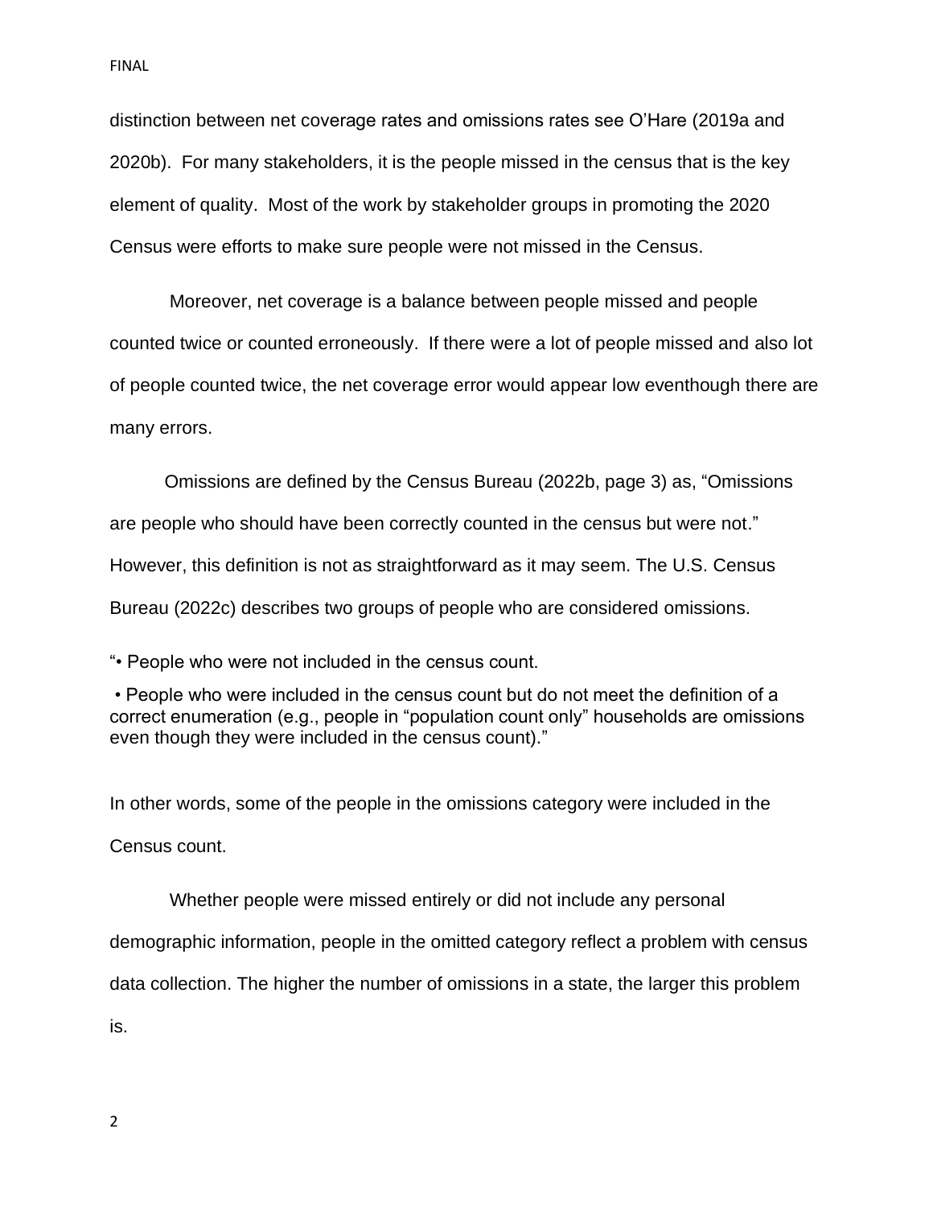distinction between net coverage rates and omissions rates see O'Hare (2019a and 2020b). For many stakeholders, it is the people missed in the census that is the key element of quality. Most of the work by stakeholder groups in promoting the 2020 Census were efforts to make sure people were not missed in the Census.

Moreover, net coverage is a balance between people missed and people counted twice or counted erroneously. If there were a lot of people missed and also lot of people counted twice, the net coverage error would appear low eventhough there are many errors.

Omissions are defined by the Census Bureau (2022b, page 3) as, "Omissions are people who should have been correctly counted in the census but were not." However, this definition is not as straightforward as it may seem. The U.S. Census Bureau (2022c) describes two groups of people who are considered omissions.

"• People who were not included in the census count.

• People who were included in the census count but do not meet the definition of a correct enumeration (e.g., people in "population count only" households are omissions even though they were included in the census count)."

In other words, some of the people in the omissions category were included in the Census count.

Whether people were missed entirely or did not include any personal demographic information, people in the omitted category reflect a problem with census data collection. The higher the number of omissions in a state, the larger this problem is.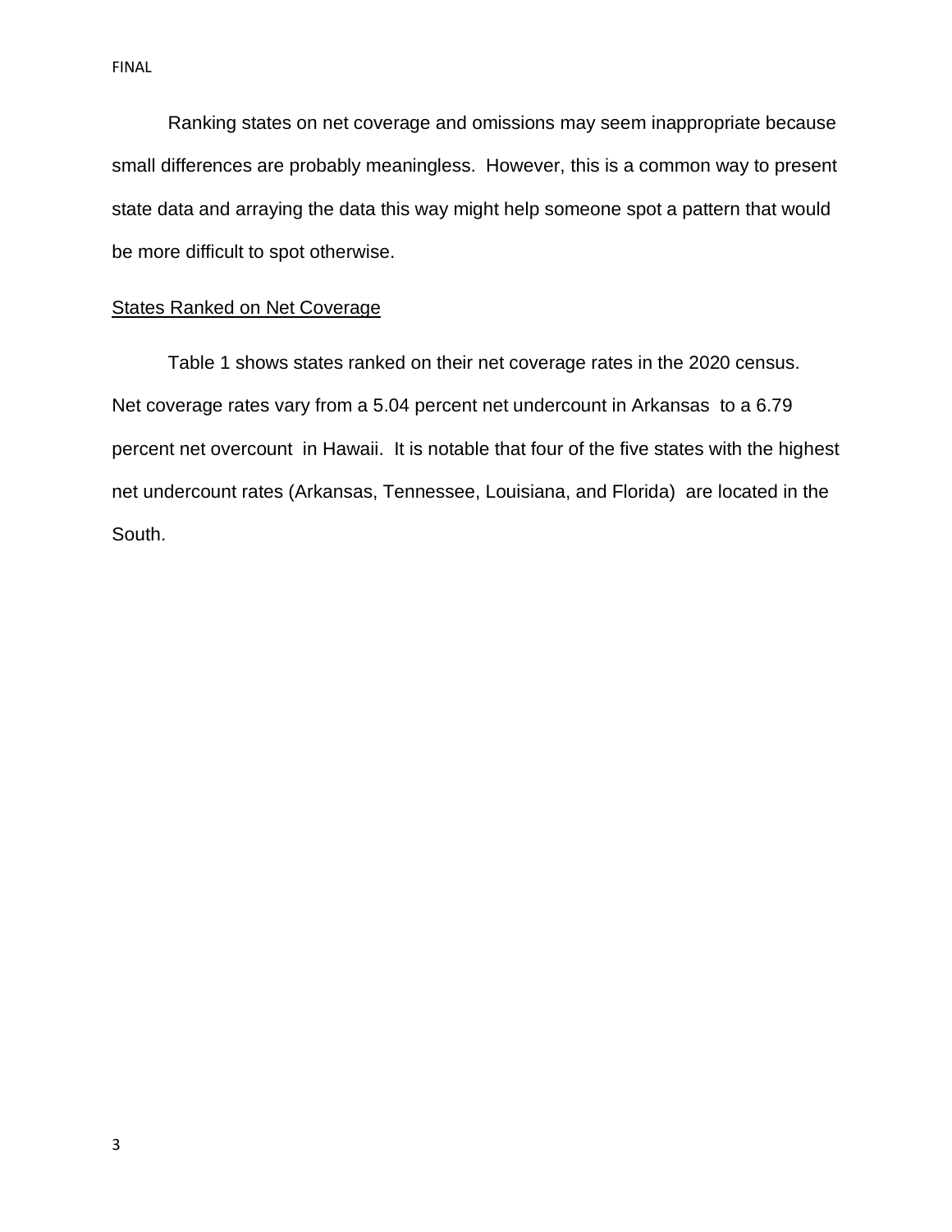Ranking states on net coverage and omissions may seem inappropriate because small differences are probably meaningless. However, this is a common way to present state data and arraying the data this way might help someone spot a pattern that would be more difficult to spot otherwise.

## States Ranked on Net Coverage

Table 1 shows states ranked on their net coverage rates in the 2020 census. Net coverage rates vary from a 5.04 percent net undercount in Arkansas to a 6.79 percent net overcount in Hawaii. It is notable that four of the five states with the highest net undercount rates (Arkansas, Tennessee, Louisiana, and Florida) are located in the South.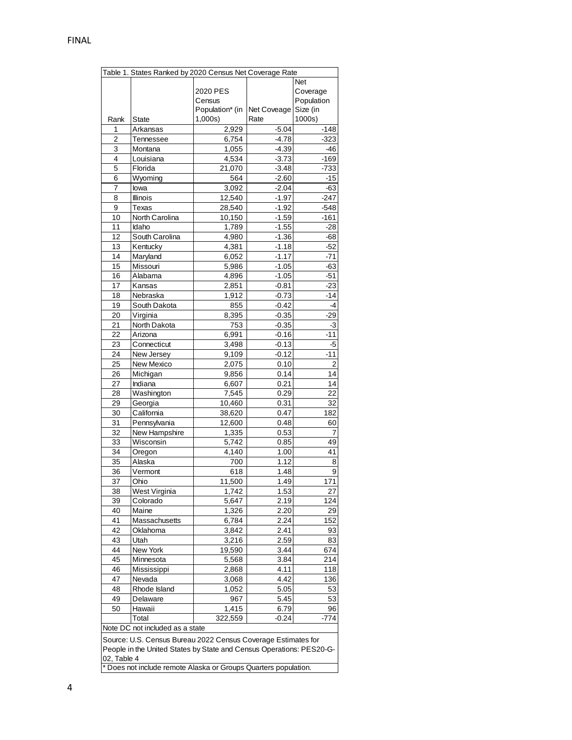| Table 1. States Ranked by 2020 Census Net Coverage Rate | | | | |
|---|---|---|---|---|
| Rank | State | 2020 PES Census Population* (in 1,000s) | Net Coveage Rate | Net Coverage Population Size (in 1000s) |
| 1 | Arkansas | 2,929 | -5.04 | -148 |
| 2 | Tennessee | 6,754 | -4.78 | -323 |
| 3 | Montana | 1,055 | -4.39 | -46 |
| 4 | Louisiana | 4,534 | -3.73 | -169 |
| 5 | Florida | 21,070 | -3.48 | -733 |
| 6 | Wyoming | 564 | -2.60 | -15 |
| 7 | Iowa | 3,092 | -2.04 | -63 |
| 8 | Illinois | 12,540 | -1.97 | -247 |
| 9 | Texas | 28,540 | -1.92 | -548 |
| 10 | North Carolina | 10,150 | -1.59 | -161 |
| 11 | Idaho | 1,789 | -1.55 | -28 |
| 12 | South Carolina | 4,980 | -1.36 | -68 |
| 13 | Kentucky | 4,381 | -1.18 | -52 |
| 14 | Maryland | 6,052 | -1.17 | -71 |
| 15 | Missouri | 5,986 | -1.05 | -63 |
| 16 | Alabama | 4,896 | -1.05 | -51 |
| 17 | Kansas | 2,851 | -0.81 | -23 |
| 18 | Nebraska | 1,912 | -0.73 | -14 |
| 19 | South Dakota | 855 | -0.42 | -4 |
| 20 | Virginia | 8,395 | -0.35 | -29 |
| 21 | North Dakota | 753 | -0.35 | -3 |
| 22 | Arizona | 6,991 | -0.16 | -11 |
| 23 | Connecticut | 3,498 | -0.13 | -5 |
| 24 | New Jersey | 9,109 | -0.12 | -11 |
| 25 | New Mexico | 2,075 | 0.10 | 2 |
| 26 | Michigan | 9,856 | 0.14 | 14 |
| 27 | Indiana | 6,607 | 0.21 | 14 |
| 28 | Washington | 7,545 | 0.29 | 22 |
| 29 | Georgia | 10,460 | 0.31 | 32 |
| 30 | California | 38,620 | 0.47 | 182 |
| 31 | Pennsylvania | 12,600 | 0.48 | 60 |
| 32 | New Hampshire | 1,335 | 0.53 | 7 |
| 33 | Wisconsin | 5,742 | 0.85 | 49 |
| 34 | Oregon | 4,140 | 1.00 | 41 |
| 35 | Alaska | 700 | 1.12 | 8 |
| 36 | Vermont | 618 | 1.48 | 9 |
| 37 | Ohio | 11,500 | 1.49 | 171 |
| 38 | West Virginia | 1,742 | 1.53 | 27 |
| 39 | Colorado | 5,647 | 2.19 | 124 |
| 40 | Maine | 1,326 | 2.20 | 29 |
| 41 | Massachusetts | 6,784 | 2.24 | 152 |
| 42 | Oklahoma | 3,842 | 2.41 | 93 |
| 43 | Utah | 3,216 | 2.59 | 83 |
| 44 | New York | 19,590 | 3.44 | 674 |
| 45 | Minnesota | 5,568 | 3.84 | 214 |
| 46 | Mississippi | 2,868 | 4.11 | 118 |
| 47 | Nevada | 3,068 | 4.42 | 136 |
| 48 | Rhode Island | 1,052 | 5.05 | 53 |
| 49 | Delaware | 967 | 5.45 | 53 |
| 50 | Hawaii | 1,415 | 6.79 | 96 |
| | Total | 322,559 | -0.24 | -774 |

Note DC not included as a state

Source: U.S. Census Bureau 2022 Census Coverage Estimates for People in the United States by State and Census Operations: PES20-G-02, Table 4

* Does not include remote Alaska or Groups Quarters population.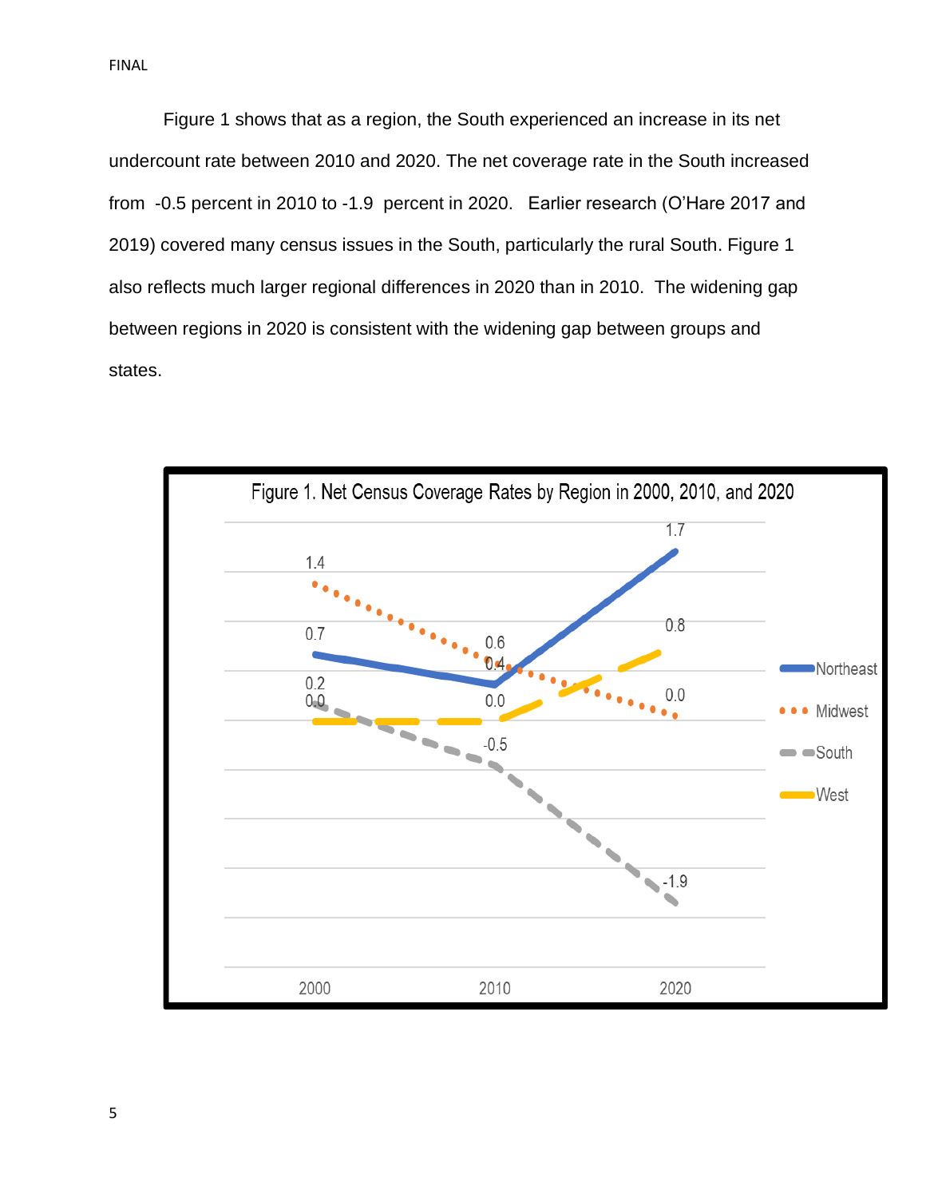Figure 1 shows that as a region, the South experienced an increase in its net undercount rate between 2010 and 2020. The net coverage rate in the South increased from -0.5 percent in 2010 to -1.9 percent in 2020. Earlier research (O'Hare 2017 and 2019) covered many census issues in the South, particularly the rural South. Figure 1 also reflects much larger regional differences in 2020 than in 2010. The widening gap between regions in 2020 is consistent with the widening gap between groups and states.

Figure 1. Net Census Coverage Rates by Region in 2000, 2010, and 2020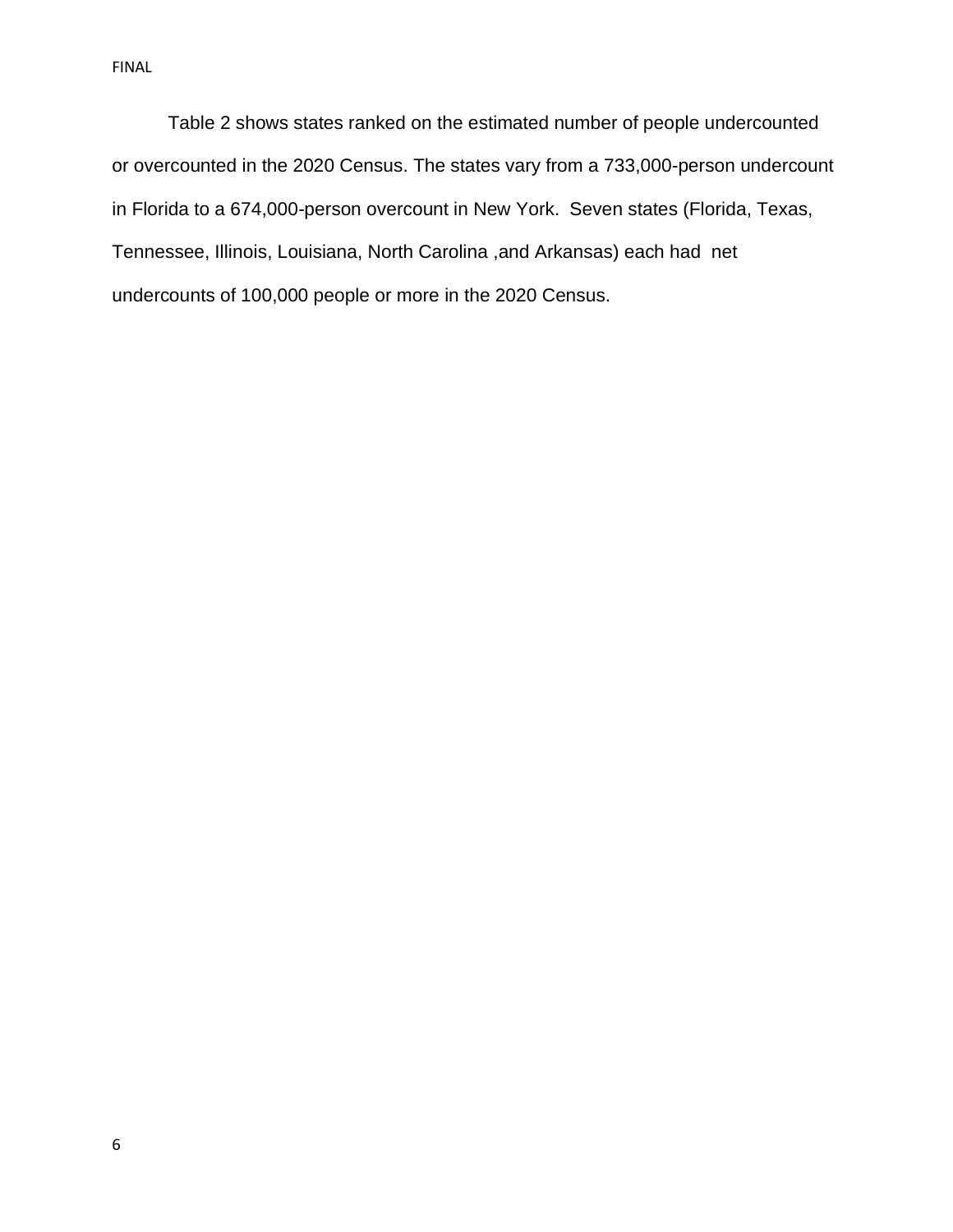Table 2 shows states ranked on the estimated number of people undercounted or overcounted in the 2020 Census. The states vary from a 733,000-person undercount in Florida to a 674,000-person overcount in New York. Seven states (Florida, Texas, Tennessee, Illinois, Louisiana, North Carolina ,and Arkansas) each had net undercounts of 100,000 people or more in the 2020 Census.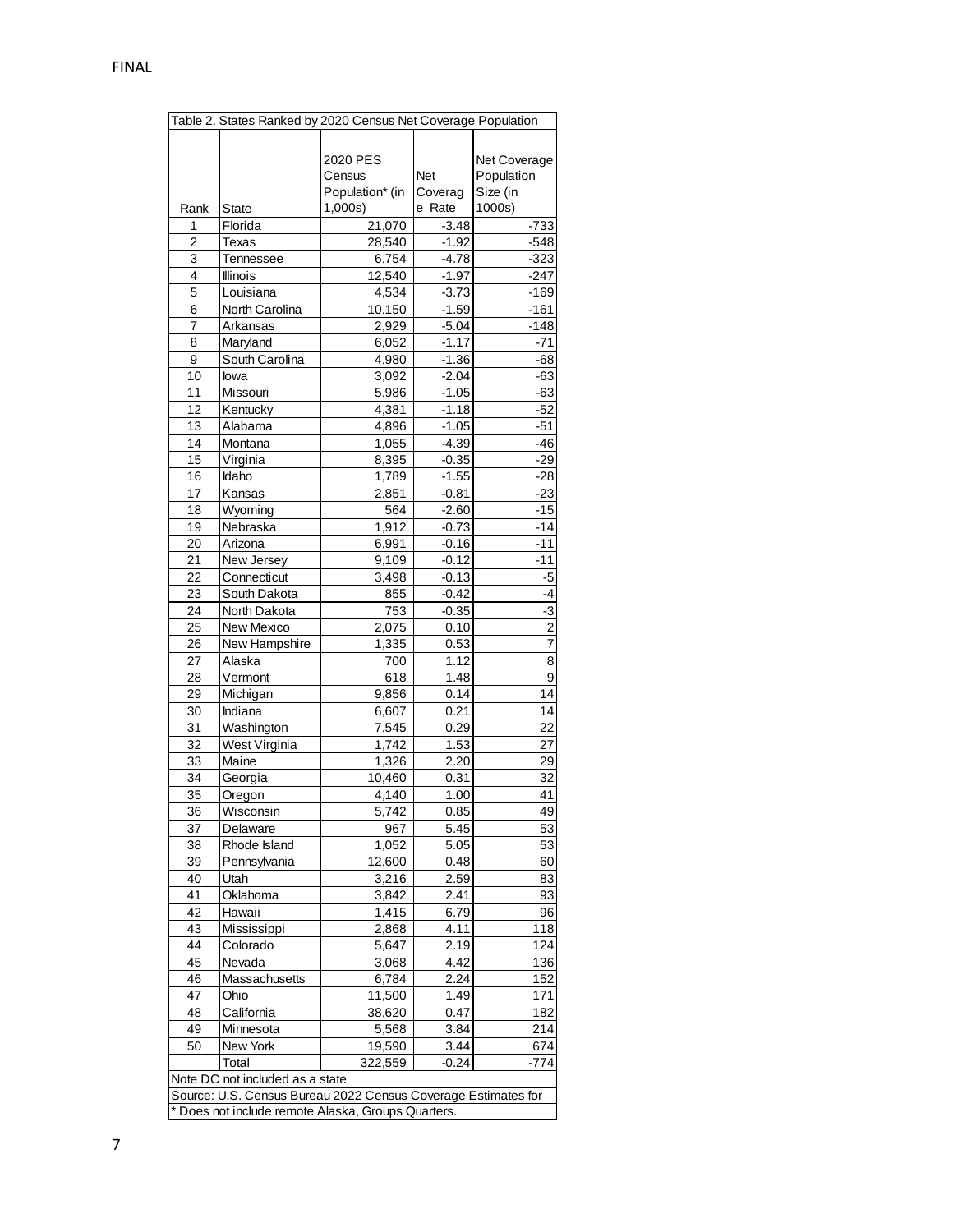FINAL

| Table 2. States Ranked by 2020 Census Net Coverage Population | | | | |
|---|---|---|---|---|
| Rank | State | 2020 PES Census Population* (in 1,000s) | Net Coverage Rate | Net Coverage Population Size (in 1000s) |
| 1 | Florida | 21,070 | -3.48 | -733 |
| 2 | Texas | 28,540 | -1.92 | -548 |
| 3 | Tennessee | 6,754 | -4.78 | -323 |
| 4 | Illinois | 12,540 | -1.97 | -247 |
| 5 | Louisiana | 4,534 | -3.73 | -169 |
| 6 | North Carolina | 10,150 | -1.59 | -161 |
| 7 | Arkansas | 2,929 | -5.04 | -148 |
| 8 | Maryland | 6,052 | -1.17 | -71 |
| 9 | South Carolina | 4,980 | -1.36 | -68 |
| 10 | Iowa | 3,092 | -2.04 | -63 |
| 11 | Missouri | 5,986 | -1.05 | -63 |
| 12 | Kentucky | 4,381 | -1.18 | -52 |
| 13 | Alabama | 4,896 | -1.05 | -51 |
| 14 | Montana | 1,055 | -4.39 | -46 |
| 15 | Virginia | 8,395 | -0.35 | -29 |
| 16 | Idaho | 1,789 | -1.55 | -28 |
| 17 | Kansas | 2,851 | -0.81 | -23 |
| 18 | Wyoming | 564 | -2.60 | -15 |
| 19 | Nebraska | 1,912 | -0.73 | -14 |
| 20 | Arizona | 6,991 | -0.16 | -11 |
| 21 | New Jersey | 9,109 | -0.12 | -11 |
| 22 | Connecticut | 3,498 | -0.13 | -5 |
| 23 | South Dakota | 855 | -0.42 | -4 |
| 24 | North Dakota | 753 | -0.35 | -3 |
| 25 | New Mexico | 2,075 | 0.10 | 2 |
| 26 | New Hampshire | 1,335 | 0.53 | 7 |
| 27 | Alaska | 700 | 1.12 | 8 |
| 28 | Vermont | 618 | 1.48 | 9 |
| 29 | Michigan | 9,856 | 0.14 | 14 |
| 30 | Indiana | 6,607 | 0.21 | 14 |
| 31 | Washington | 7,545 | 0.29 | 22 |
| 32 | West Virginia | 1,742 | 1.53 | 27 |
| 33 | Maine | 1,326 | 2.20 | 29 |
| 34 | Georgia | 10,460 | 0.31 | 32 |
| 35 | Oregon | 4,140 | 1.00 | 41 |
| 36 | Wisconsin | 5,742 | 0.85 | 49 |
| 37 | Delaware | 967 | 5.45 | 53 |
| 38 | Rhode Island | 1,052 | 5.05 | 53 |
| 39 | Pennsylvania | 12,600 | 0.48 | 60 |
| 40 | Utah | 3,216 | 2.59 | 83 |
| 41 | Oklahoma | 3,842 | 2.41 | 93 |
| 42 | Hawaii | 1,415 | 6.79 | 96 |
| 43 | Mississippi | 2,868 | 4.11 | 118 |
| 44 | Colorado | 5,647 | 2.19 | 124 |
| 45 | Nevada | 3,068 | 4.42 | 136 |
| 46 | Massachusetts | 6,784 | 2.24 | 152 |
| 47 | Ohio | 11,500 | 1.49 | 171 |
| 48 | California | 38,620 | 0.47 | 182 |
| 49 | Minnesota | 5,568 | 3.84 | 214 |
| 50 | New York | 19,590 | 3.44 | 674 |
| | Total | 322,559 | -0.24 | -774 |

Note DC not included as a state

Source: U.S. Census Bureau 2022 Census Coverage Estimates for

* Does not include remote Alaska, Groups Quarters.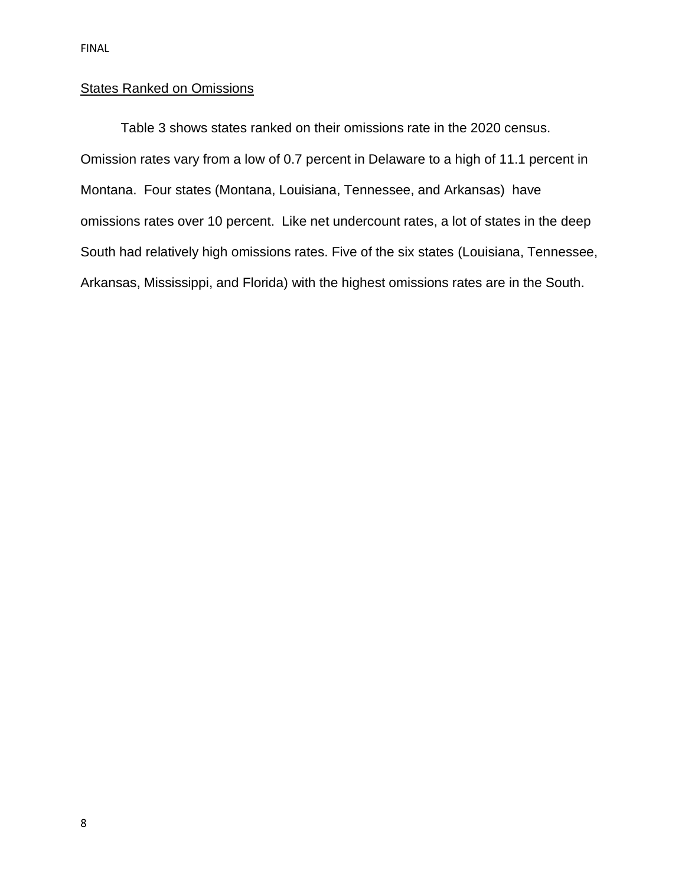## States Ranked on Omissions

Table 3 shows states ranked on their omissions rate in the 2020 census. Omission rates vary from a low of 0.7 percent in Delaware to a high of 11.1 percent in Montana. Four states (Montana, Louisiana, Tennessee, and Arkansas) have omissions rates over 10 percent. Like net undercount rates, a lot of states in the deep South had relatively high omissions rates. Five of the six states (Louisiana, Tennessee, Arkansas, Mississippi, and Florida) with the highest omissions rates are in the South.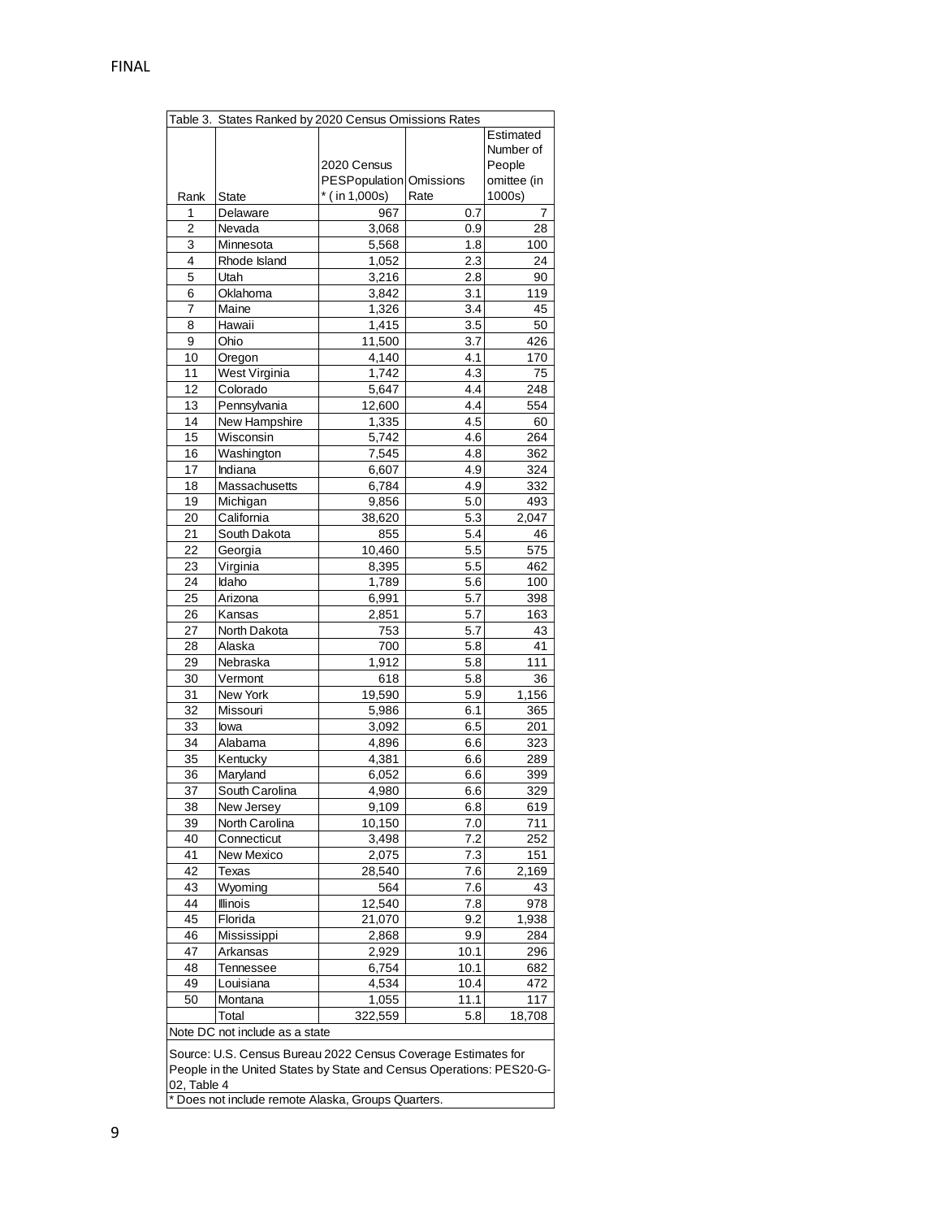Table 3. States Ranked by 2020 Census Omissions Rates

| Rank | State | 2020 Census PESPopulation * ( in 1,000s) | Omissions Rate | Estimated Number of People omittee (in 1000s) |
|---|---|---|---|---|
| 1 | Delaware | 967 | 0.7 | 7 |
| 2 | Nevada | 3,068 | 0.9 | 28 |
| 3 | Minnesota | 5,568 | 1.8 | 100 |
| 4 | Rhode Island | 1,052 | 2.3 | 24 |
| 5 | Utah | 3,216 | 2.8 | 90 |
| 6 | Oklahoma | 3,842 | 3.1 | 119 |
| 7 | Maine | 1,326 | 3.4 | 45 |
| 8 | Hawaii | 1,415 | 3.5 | 50 |
| 9 | Ohio | 11,500 | 3.7 | 426 |
| 10 | Oregon | 4,140 | 4.1 | 170 |
| 11 | West Virginia | 1,742 | 4.3 | 75 |
| 12 | Colorado | 5,647 | 4.4 | 248 |
| 13 | Pennsylvania | 12,600 | 4.4 | 554 |
| 14 | New Hampshire | 1,335 | 4.5 | 60 |
| 15 | Wisconsin | 5,742 | 4.6 | 264 |
| 16 | Washington | 7,545 | 4.8 | 362 |
| 17 | Indiana | 6,607 | 4.9 | 324 |
| 18 | Massachusetts | 6,784 | 4.9 | 332 |
| 19 | Michigan | 9,856 | 5.0 | 493 |
| 20 | California | 38,620 | 5.3 | 2,047 |
| 21 | South Dakota | 855 | 5.4 | 46 |
| 22 | Georgia | 10,460 | 5.5 | 575 |
| 23 | Virginia | 8,395 | 5.5 | 462 |
| 24 | Idaho | 1,789 | 5.6 | 100 |
| 25 | Arizona | 6,991 | 5.7 | 398 |
| 26 | Kansas | 2,851 | 5.7 | 163 |
| 27 | North Dakota | 753 | 5.7 | 43 |
| 28 | Alaska | 700 | 5.8 | 41 |
| 29 | Nebraska | 1,912 | 5.8 | 111 |
| 30 | Vermont | 618 | 5.8 | 36 |
| 31 | New York | 19,590 | 5.9 | 1,156 |
| 32 | Missouri | 5,986 | 6.1 | 365 |
| 33 | Iowa | 3,092 | 6.5 | 201 |
| 34 | Alabama | 4,896 | 6.6 | 323 |
| 35 | Kentucky | 4,381 | 6.6 | 289 |
| 36 | Maryland | 6,052 | 6.6 | 399 |
| 37 | South Carolina | 4,980 | 6.6 | 329 |
| 38 | New Jersey | 9,109 | 6.8 | 619 |
| 39 | North Carolina | 10,150 | 7.0 | 711 |
| 40 | Connecticut | 3,498 | 7.2 | 252 |
| 41 | New Mexico | 2,075 | 7.3 | 151 |
| 42 | Texas | 28,540 | 7.6 | 2,169 |
| 43 | Wyoming | 564 | 7.6 | 43 |
| 44 | Illinois | 12,540 | 7.8 | 978 |
| 45 | Florida | 21,070 | 9.2 | 1,938 |
| 46 | Mississippi | 2,868 | 9.9 | 284 |
| 47 | Arkansas | 2,929 | 10.1 | 296 |
| 48 | Tennessee | 6,754 | 10.1 | 682 |
| 49 | Louisiana | 4,534 | 10.4 | 472 |
| 50 | Montana | 1,055 | 11.1 | 117 |
| | Total | 322,559 | 5.8 | 18,708 |

Note DC not include as a state

Source: U.S. Census Bureau 2022 Census Coverage Estimates for People in the United States by State and Census Operations: PES20-G-02, Table 4

* Does not include remote Alaska, Groups Quarters.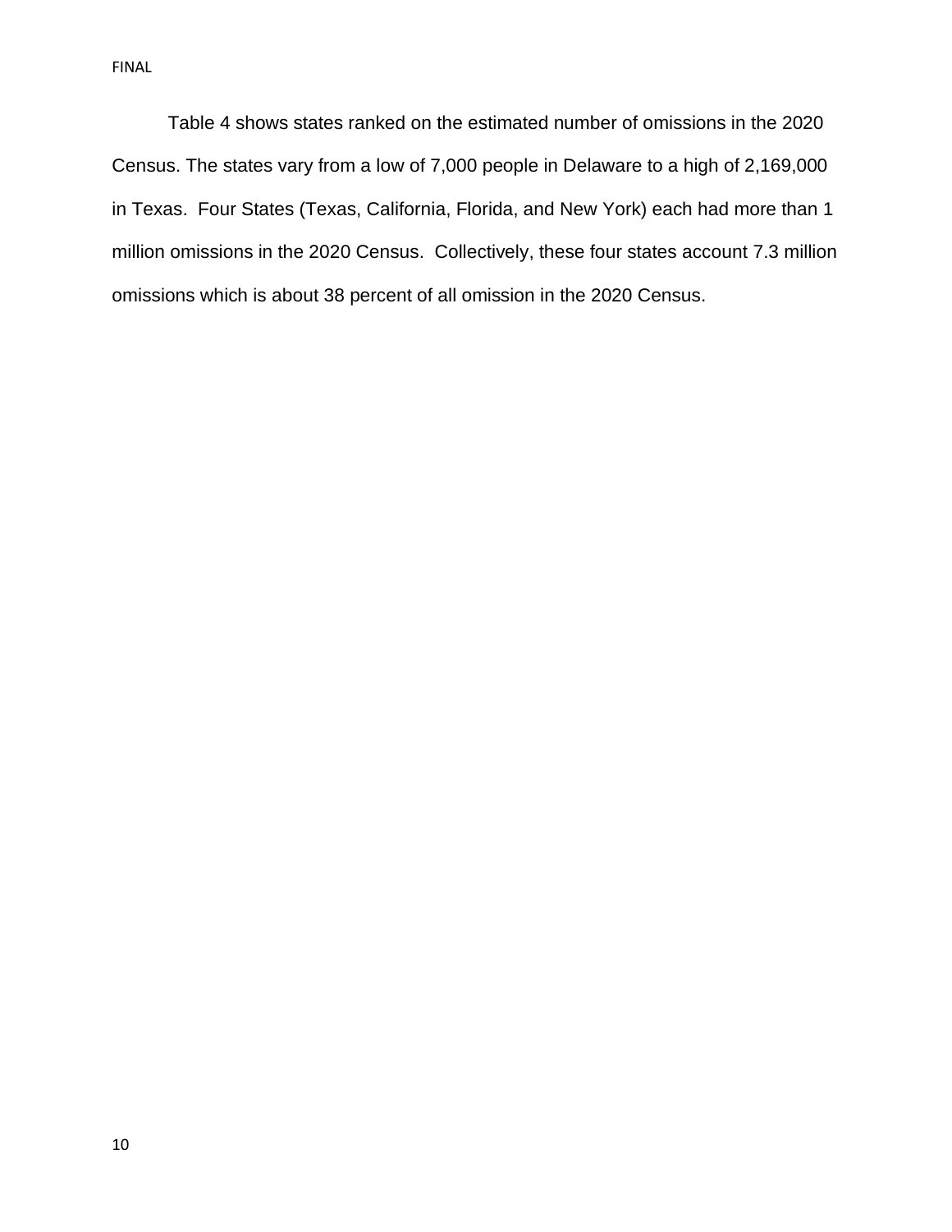Table 4 shows states ranked on the estimated number of omissions in the 2020 Census. The states vary from a low of 7,000 people in Delaware to a high of 2,169,000 in Texas. Four States (Texas, California, Florida, and New York) each had more than 1 million omissions in the 2020 Census. Collectively, these four states account 7.3 million omissions which is about 38 percent of all omission in the 2020 Census.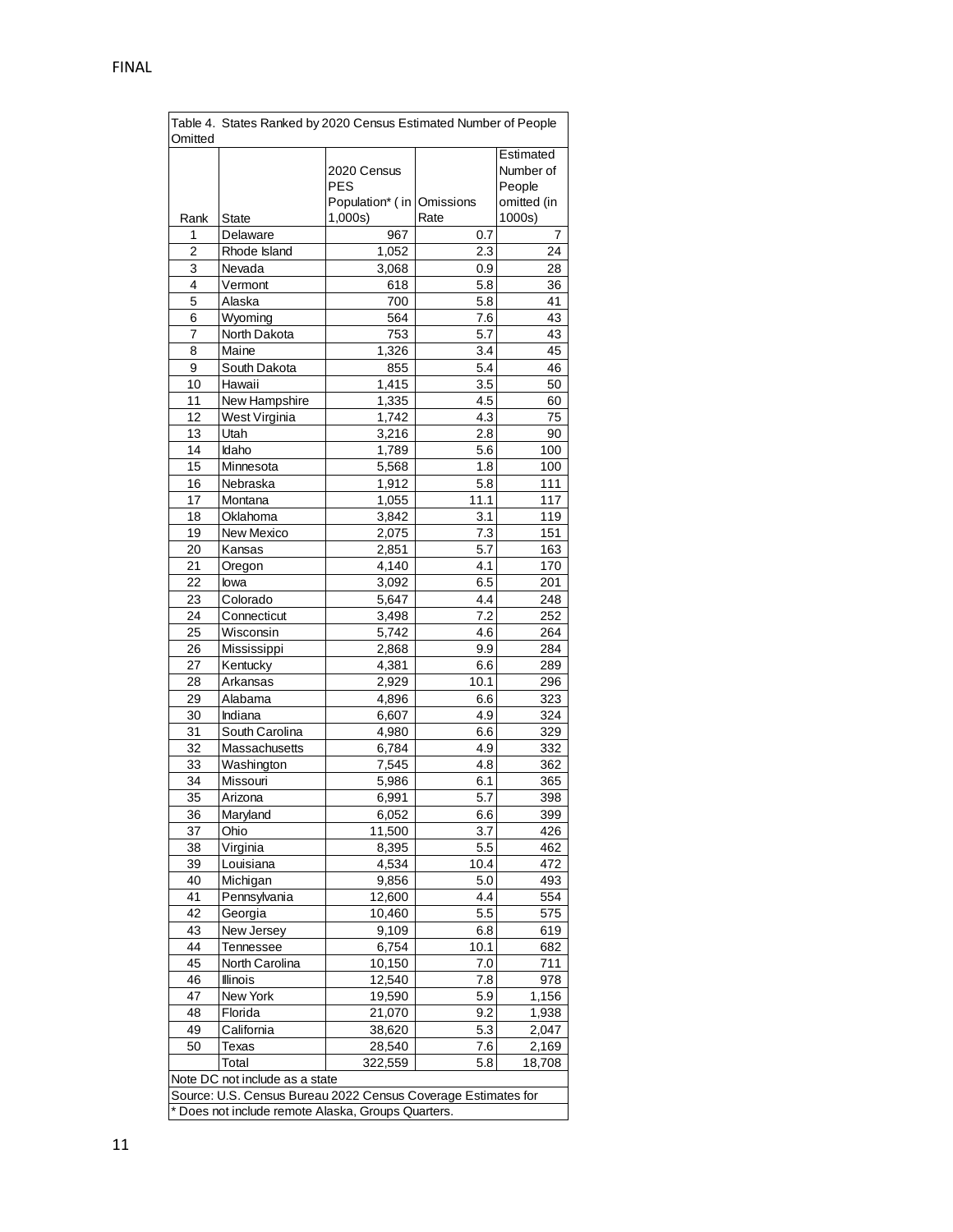FINAL

Table 4. States Ranked by 2020 Census Estimated Number of People Omitted

| Rank | State | 2020 Census PES Population* (in 1,000s) | Omissions Rate | Estimated Number of People omitted (in 1000s) |
|---|---|---|---|---|
| 1 | Delaware | 967 | 0.7 | 7 |
| 2 | Rhode Island | 1,052 | 2.3 | 24 |
| 3 | Nevada | 3,068 | 0.9 | 28 |
| 4 | Vermont | 618 | 5.8 | 36 |
| 5 | Alaska | 700 | 5.8 | 41 |
| 6 | Wyoming | 564 | 7.6 | 43 |
| 7 | North Dakota | 753 | 5.7 | 43 |
| 8 | Maine | 1,326 | 3.4 | 45 |
| 9 | South Dakota | 855 | 5.4 | 46 |
| 10 | Hawaii | 1,415 | 3.5 | 50 |
| 11 | New Hampshire | 1,335 | 4.5 | 60 |
| 12 | West Virginia | 1,742 | 4.3 | 75 |
| 13 | Utah | 3,216 | 2.8 | 90 |
| 14 | Idaho | 1,789 | 5.6 | 100 |
| 15 | Minnesota | 5,568 | 1.8 | 100 |
| 16 | Nebraska | 1,912 | 5.8 | 111 |
| 17 | Montana | 1,055 | 11.1 | 117 |
| 18 | Oklahoma | 3,842 | 3.1 | 119 |
| 19 | New Mexico | 2,075 | 7.3 | 151 |
| 20 | Kansas | 2,851 | 5.7 | 163 |
| 21 | Oregon | 4,140 | 4.1 | 170 |
| 22 | Iowa | 3,092 | 6.5 | 201 |
| 23 | Colorado | 5,647 | 4.4 | 248 |
| 24 | Connecticut | 3,498 | 7.2 | 252 |
| 25 | Wisconsin | 5,742 | 4.6 | 264 |
| 26 | Mississippi | 2,868 | 9.9 | 284 |
| 27 | Kentucky | 4,381 | 6.6 | 289 |
| 28 | Arkansas | 2,929 | 10.1 | 296 |
| 29 | Alabama | 4,896 | 6.6 | 323 |
| 30 | Indiana | 6,607 | 4.9 | 324 |
| 31 | South Carolina | 4,980 | 6.6 | 329 |
| 32 | Massachusetts | 6,784 | 4.9 | 332 |
| 33 | Washington | 7,545 | 4.8 | 362 |
| 34 | Missouri | 5,986 | 6.1 | 365 |
| 35 | Arizona | 6,991 | 5.7 | 398 |
| 36 | Maryland | 6,052 | 6.6 | 399 |
| 37 | Ohio | 11,500 | 3.7 | 426 |
| 38 | Virginia | 8,395 | 5.5 | 462 |
| 39 | Louisiana | 4,534 | 10.4 | 472 |
| 40 | Michigan | 9,856 | 5.0 | 493 |
| 41 | Pennsylvania | 12,600 | 4.4 | 554 |
| 42 | Georgia | 10,460 | 5.5 | 575 |
| 43 | New Jersey | 9,109 | 6.8 | 619 |
| 44 | Tennessee | 6,754 | 10.1 | 682 |
| 45 | North Carolina | 10,150 | 7.0 | 711 |
| 46 | Illinois | 12,540 | 7.8 | 978 |
| 47 | New York | 19,590 | 5.9 | 1,156 |
| 48 | Florida | 21,070 | 9.2 | 1,938 |
| 49 | California | 38,620 | 5.3 | 2,047 |
| 50 | Texas | 28,540 | 7.6 | 2,169 |
| | Total | 322,559 | 5.8 | 18,708 |

Note DC not include as a state

Source: U.S. Census Bureau 2022 Census Coverage Estimates for

* Does not include remote Alaska, Groups Quarters.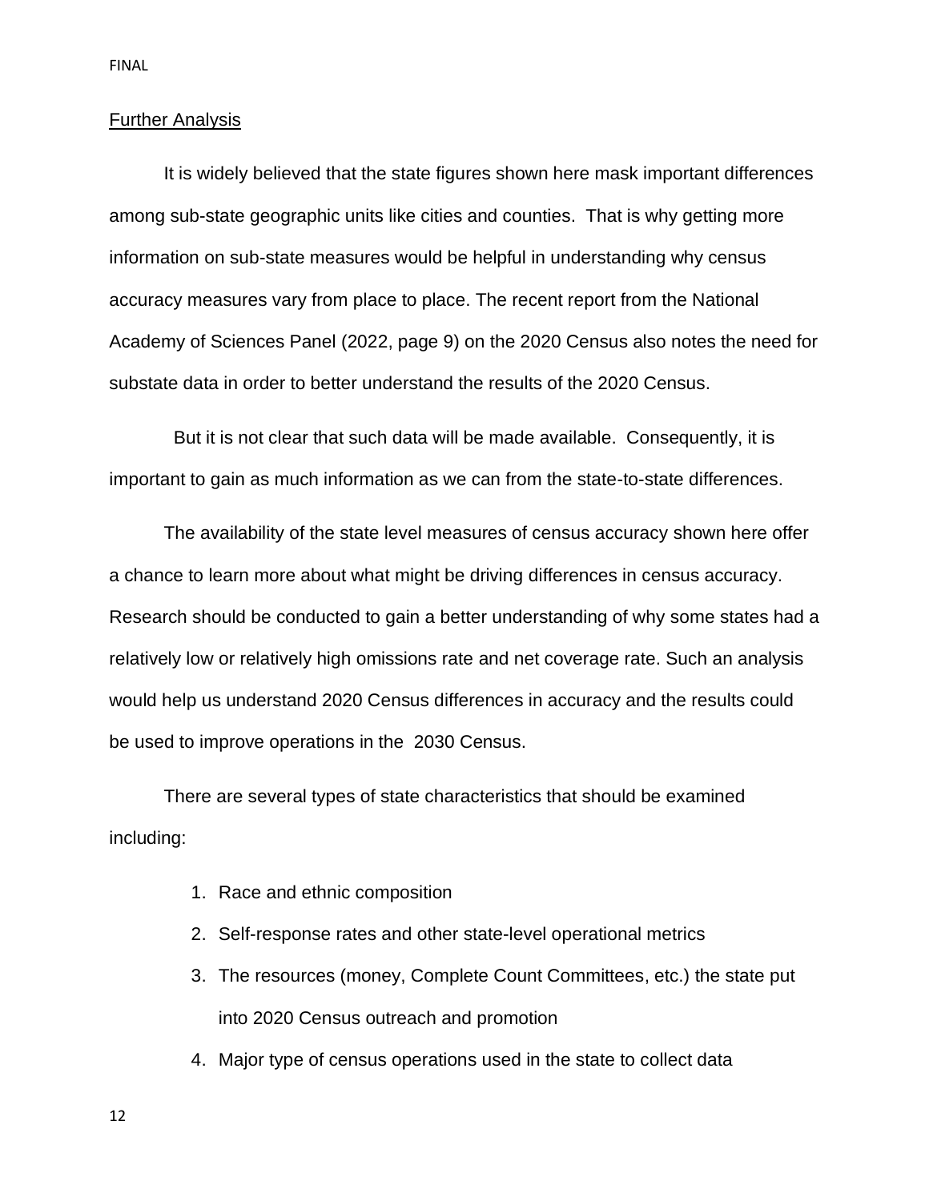## Further Analysis

It is widely believed that the state figures shown here mask important differences among sub-state geographic units like cities and counties. That is why getting more information on sub-state measures would be helpful in understanding why census accuracy measures vary from place to place. The recent report from the National Academy of Sciences Panel (2022, page 9) on the 2020 Census also notes the need for substate data in order to better understand the results of the 2020 Census.

But it is not clear that such data will be made available. Consequently, it is important to gain as much information as we can from the state-to-state differences.

The availability of the state level measures of census accuracy shown here offer a chance to learn more about what might be driving differences in census accuracy. Research should be conducted to gain a better understanding of why some states had a relatively low or relatively high omissions rate and net coverage rate. Such an analysis would help us understand 2020 Census differences in accuracy and the results could be used to improve operations in the 2030 Census.

There are several types of state characteristics that should be examined including:

1. Race and ethnic composition
2. Self-response rates and other state-level operational metrics
3. The resources (money, Complete Count Committees, etc.) the state put into 2020 Census outreach and promotion
4. Major type of census operations used in the state to collect data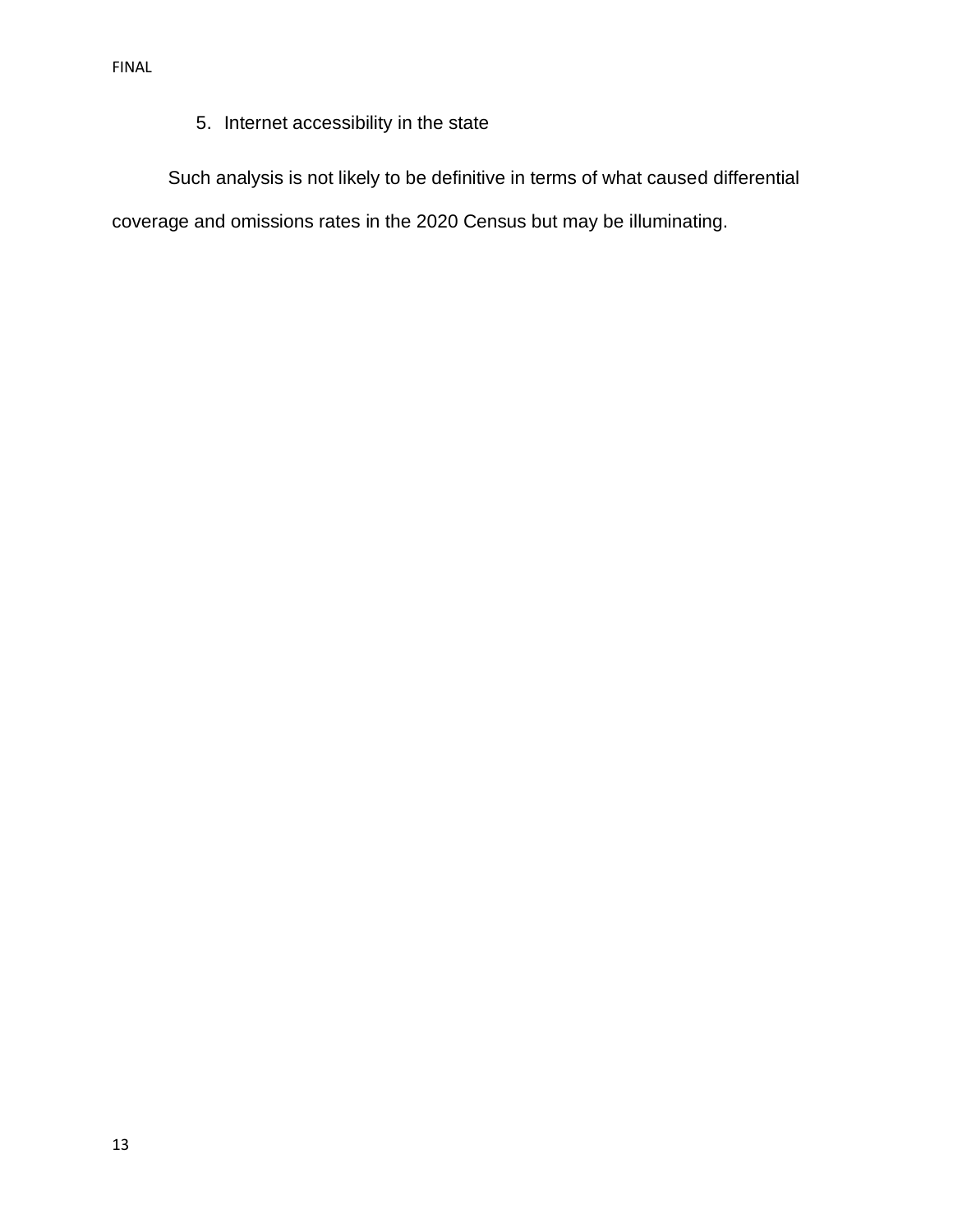5. Internet accessibility in the state

Such analysis is not likely to be definitive in terms of what caused differential coverage and omissions rates in the 2020 Census but may be illuminating.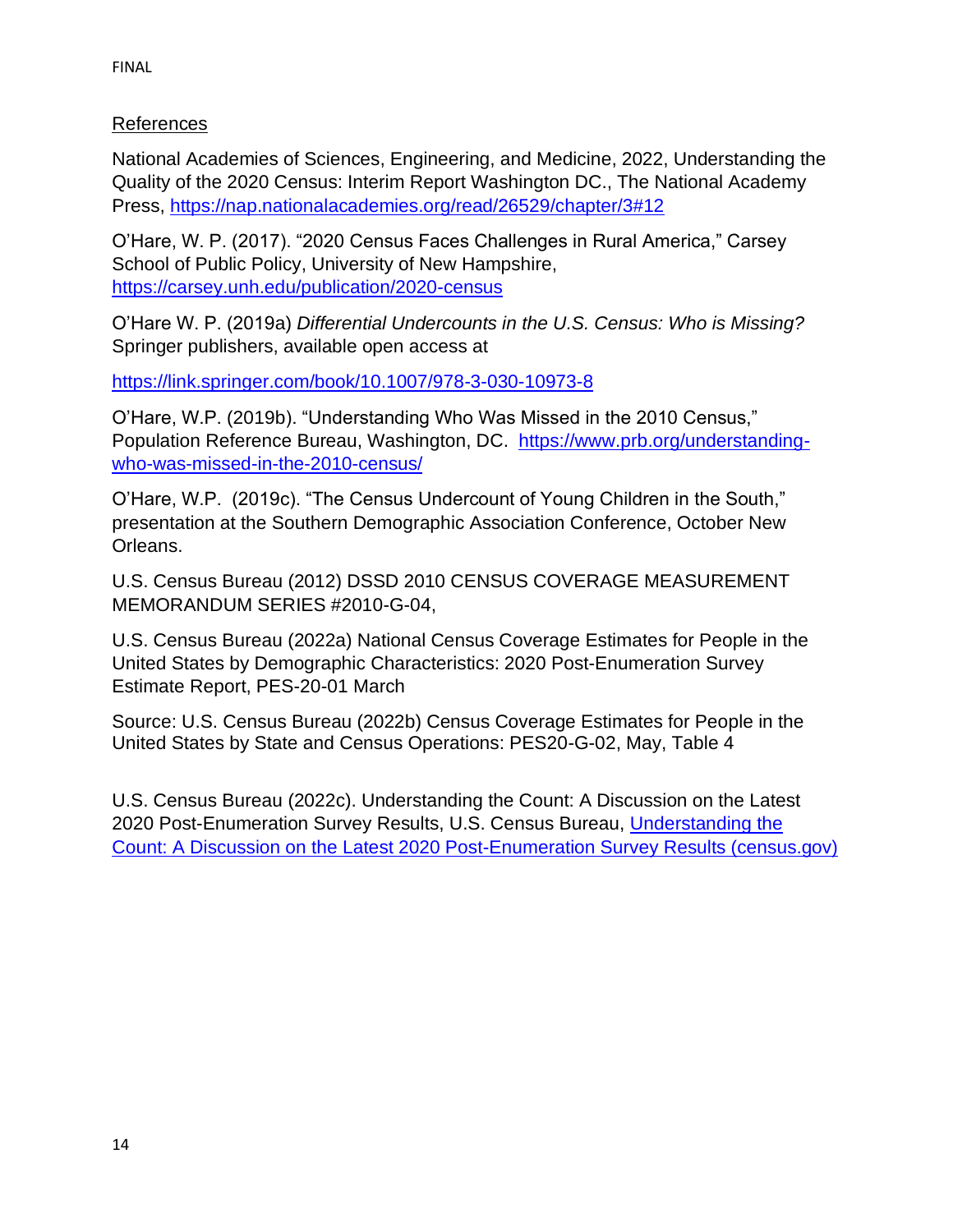## References

National Academies of Sciences, Engineering, and Medicine, 2022, Understanding the Quality of the 2020 Census: Interim Report Washington DC., The National Academy Press, https://nap.nationalacademies.org/read/26529/chapter/3#12

O'Hare, W. P. (2017). "2020 Census Faces Challenges in Rural America," Carsey School of Public Policy, University of New Hampshire, https://carsey.unh.edu/publication/2020-census

O'Hare W. P. (2019a) *Differential Undercounts in the U.S. Census: Who is Missing?* Springer publishers, available open access at

https://link.springer.com/book/10.1007/978-3-030-10973-8

O'Hare, W.P. (2019b). "Understanding Who Was Missed in the 2010 Census," Population Reference Bureau, Washington, DC. https://www.prb.org/understanding-who-was-missed-in-the-2010-census/

O'Hare, W.P. (2019c). "The Census Undercount of Young Children in the South," presentation at the Southern Demographic Association Conference, October New Orleans.

U.S. Census Bureau (2012) DSSD 2010 CENSUS COVERAGE MEASUREMENT MEMORANDUM SERIES #2010-G-04,

U.S. Census Bureau (2022a) National Census Coverage Estimates for People in the United States by Demographic Characteristics: 2020 Post-Enumeration Survey Estimate Report, PES-20-01 March

Source: U.S. Census Bureau (2022b) Census Coverage Estimates for People in the United States by State and Census Operations: PES20-G-02, May, Table 4

U.S. Census Bureau (2022c). Understanding the Count: A Discussion on the Latest 2020 Post-Enumeration Survey Results, U.S. Census Bureau, Understanding the Count: A Discussion on the Latest 2020 Post-Enumeration Survey Results (census.gov)